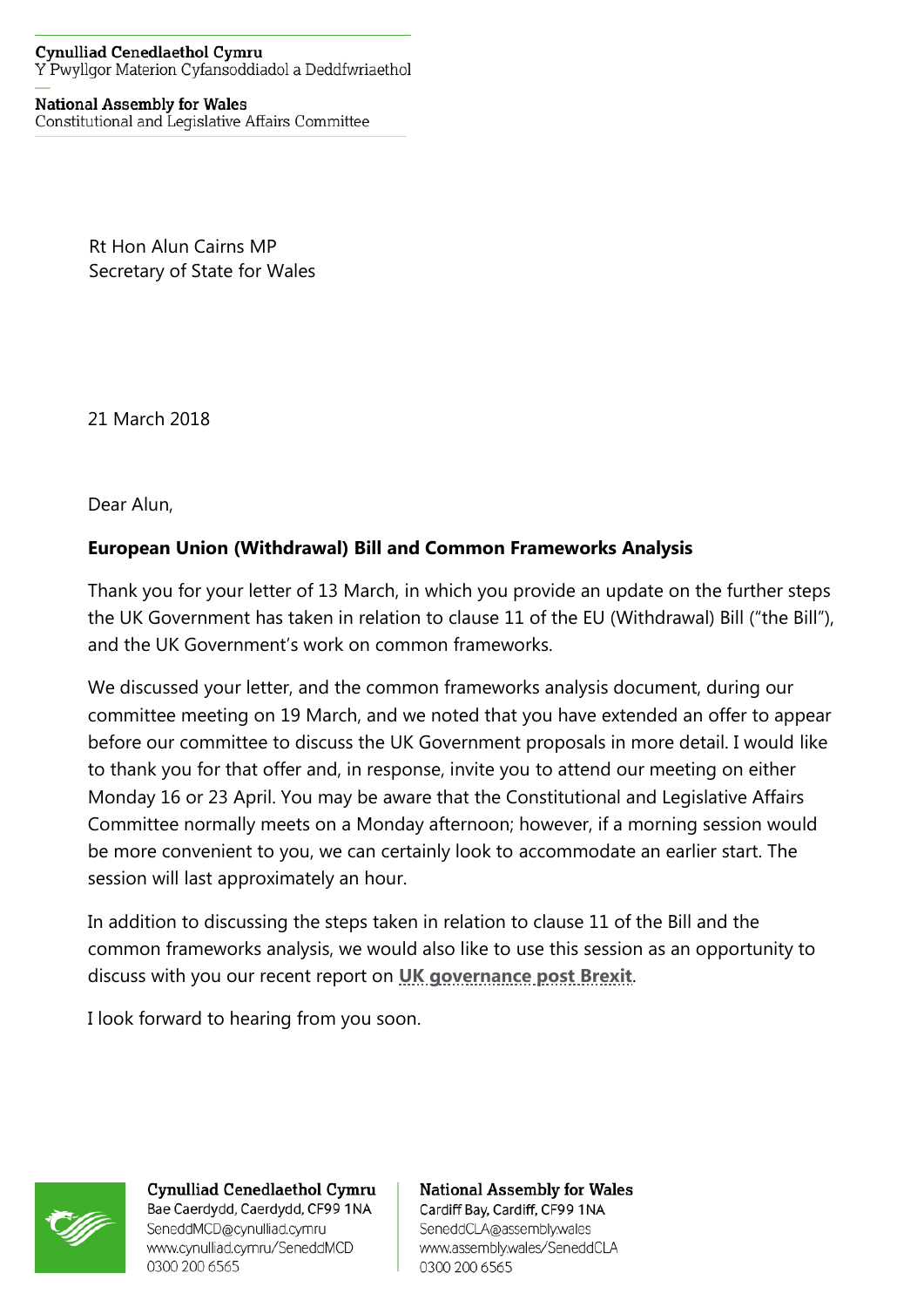Cynulliad Cenedlaethol Cymru
Y Pwyllgor Materion Cyfansoddiadol a Deddfwriaethol

National Assembly for Wales
Constitutional and Legislative Affairs Committee

Rt Hon Alun Cairns MP
Secretary of State for Wales

21 March 2018

Dear Alun,

**European Union (Withdrawal) Bill and Common Frameworks Analysis**

Thank you for your letter of 13 March, in which you provide an update on the further steps the UK Government has taken in relation to clause 11 of the EU (Withdrawal) Bill ("the Bill"), and the UK Government's work on common frameworks.

We discussed your letter, and the common frameworks analysis document, during our committee meeting on 19 March, and we noted that you have extended an offer to appear before our committee to discuss the UK Government proposals in more detail. I would like to thank you for that offer and, in response, invite you to attend our meeting on either Monday 16 or 23 April. You may be aware that the Constitutional and Legislative Affairs Committee normally meets on a Monday afternoon; however, if a morning session would be more convenient to you, we can certainly look to accommodate an earlier start. The session will last approximately an hour.

In addition to discussing the steps taken in relation to clause 11 of the Bill and the common frameworks analysis, we would also like to use this session as an opportunity to discuss with you our recent report on **UK governance post Brexit**.

I look forward to hearing from you soon.

Cynulliad Cenedlaethol Cymru
Bae Caerdydd, Caerdydd, CF99 1NA
SeneddMCD@cynulliad.cymru
www.cynulliad.cymru/SeneddMCD
0300 200 6565

National Assembly for Wales
Cardiff Bay, Cardiff, CF99 1NA
SeneddCLA@assembly.wales
www.assembly.wales/SeneddCLA
0300 200 6565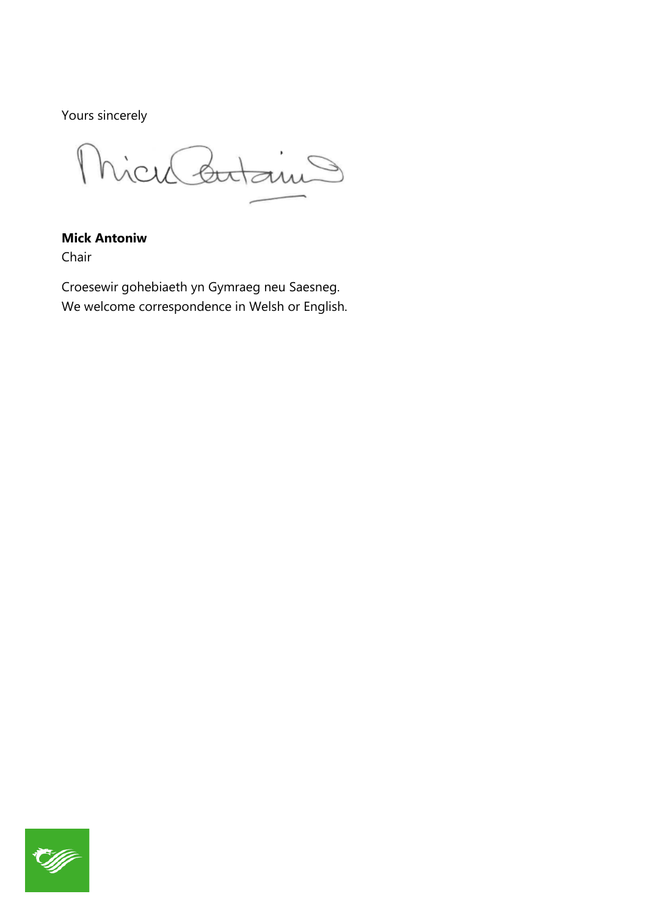Yours sincerely

**Mick Antoniw**
Chair

Croesewir gohebiaeth yn Gymraeg neu Saesneg.
We welcome correspondence in Welsh or English.